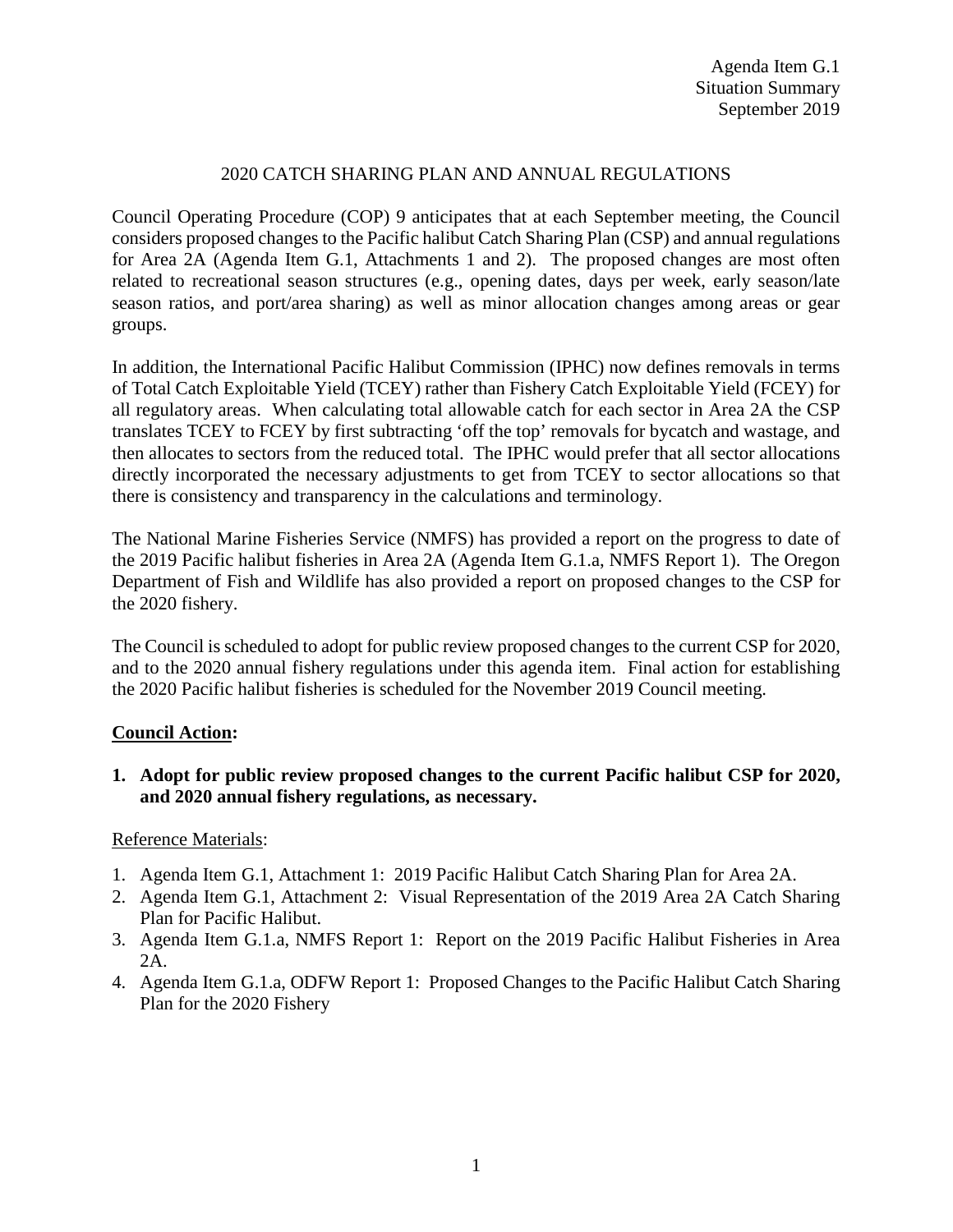Agenda Item G.1
Situation Summary
September 2019

# 2020 CATCH SHARING PLAN AND ANNUAL REGULATIONS

Council Operating Procedure (COP) 9 anticipates that at each September meeting, the Council considers proposed changes to the Pacific halibut Catch Sharing Plan (CSP) and annual regulations for Area 2A (Agenda Item G.1, Attachments 1 and 2). The proposed changes are most often related to recreational season structures (e.g., opening dates, days per week, early season/late season ratios, and port/area sharing) as well as minor allocation changes among areas or gear groups.

In addition, the International Pacific Halibut Commission (IPHC) now defines removals in terms of Total Catch Exploitable Yield (TCEY) rather than Fishery Catch Exploitable Yield (FCEY) for all regulatory areas. When calculating total allowable catch for each sector in Area 2A the CSP translates TCEY to FCEY by first subtracting 'off the top' removals for bycatch and wastage, and then allocates to sectors from the reduced total. The IPHC would prefer that all sector allocations directly incorporated the necessary adjustments to get from TCEY to sector allocations so that there is consistency and transparency in the calculations and terminology.

The National Marine Fisheries Service (NMFS) has provided a report on the progress to date of the 2019 Pacific halibut fisheries in Area 2A (Agenda Item G.1.a, NMFS Report 1). The Oregon Department of Fish and Wildlife has also provided a report on proposed changes to the CSP for the 2020 fishery.

The Council is scheduled to adopt for public review proposed changes to the current CSP for 2020, and to the 2020 annual fishery regulations under this agenda item. Final action for establishing the 2020 Pacific halibut fisheries is scheduled for the November 2019 Council meeting.

## Council Action:

1. **Adopt for public review proposed changes to the current Pacific halibut CSP for 2020, and 2020 annual fishery regulations, as necessary.**

Reference Materials:

1. Agenda Item G.1, Attachment 1: 2019 Pacific Halibut Catch Sharing Plan for Area 2A.
2. Agenda Item G.1, Attachment 2: Visual Representation of the 2019 Area 2A Catch Sharing Plan for Pacific Halibut.
3. Agenda Item G.1.a, NMFS Report 1: Report on the 2019 Pacific Halibut Fisheries in Area 2A.
4. Agenda Item G.1.a, ODFW Report 1: Proposed Changes to the Pacific Halibut Catch Sharing Plan for the 2020 Fishery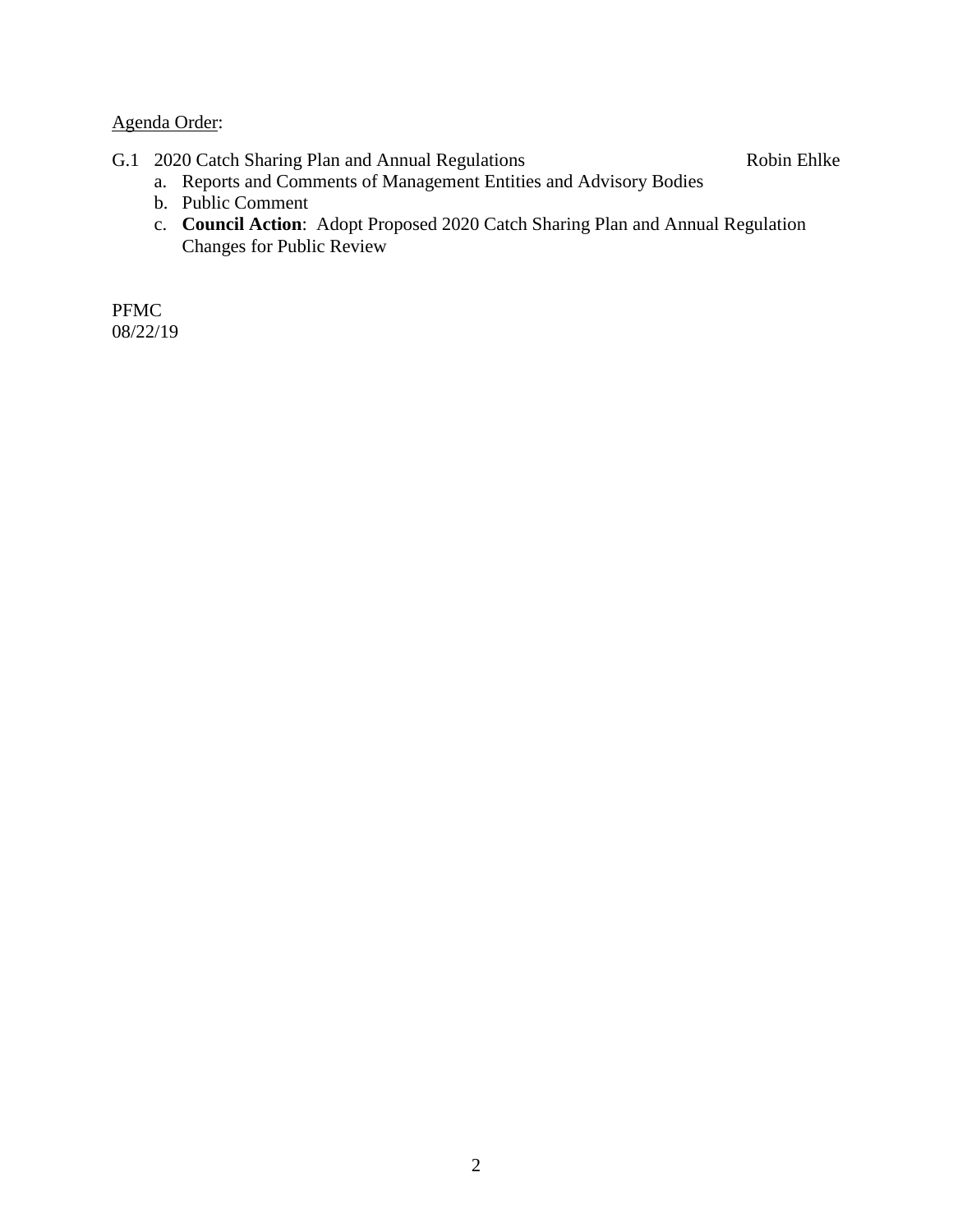<u>Agenda Order</u>:

G.1 2020 Catch Sharing Plan and Annual Regulations Robin Ehlke

a. Reports and Comments of Management Entities and Advisory Bodies
b. Public Comment
c. **Council Action**: Adopt Proposed 2020 Catch Sharing Plan and Annual Regulation Changes for Public Review

PFMC
08/22/19